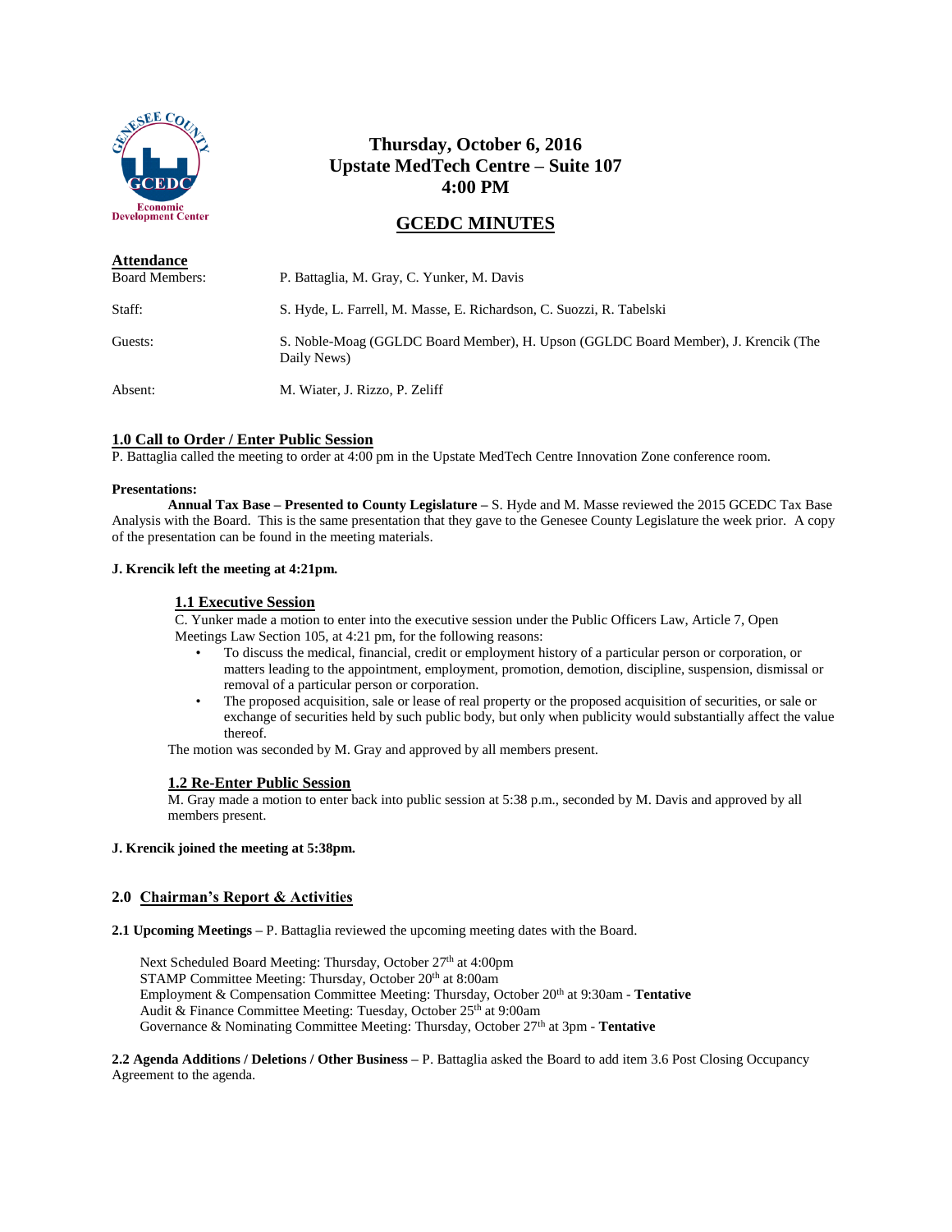# Thursday, October 6, 2016
# Upstate MedTech Centre – Suite 107
# 4:00 PM

## GCEDC MINUTES

**Attendance**

| | |
|---|---|
| Board Members: | P. Battaglia, M. Gray, C. Yunker, M. Davis |
| Staff: | S. Hyde, L. Farrell, M. Masse, E. Richardson, C. Suozzi, R. Tabelski |
| Guests: | S. Noble-Moag (GGLDC Board Member), H. Upson (GGLDC Board Member), J. Krencik (The Daily News) |
| Absent: | M. Wiater, J. Rizzo, P. Zeliff |

**1.0 Call to Order / Enter Public Session**

P. Battaglia called the meeting to order at 4:00 pm in the Upstate MedTech Centre Innovation Zone conference room.

**Presentations:**

**Annual Tax Base – Presented to County Legislature –** S. Hyde and M. Masse reviewed the 2015 GCEDC Tax Base Analysis with the Board. This is the same presentation that they gave to the Genesee County Legislature the week prior. A copy of the presentation can be found in the meeting materials.

**J. Krencik left the meeting at 4:21pm.**

**1.1 Executive Session**

C. Yunker made a motion to enter into the executive session under the Public Officers Law, Article 7, Open Meetings Law Section 105, at 4:21 pm, for the following reasons:

- To discuss the medical, financial, credit or employment history of a particular person or corporation, or matters leading to the appointment, employment, promotion, demotion, discipline, suspension, dismissal or removal of a particular person or corporation.
- The proposed acquisition, sale or lease of real property or the proposed acquisition of securities, or sale or exchange of securities held by such public body, but only when publicity would substantially affect the value thereof.

The motion was seconded by M. Gray and approved by all members present.

**1.2 Re-Enter Public Session**

M. Gray made a motion to enter back into public session at 5:38 p.m., seconded by M. Davis and approved by all members present.

**J. Krencik joined the meeting at 5:38pm.**

**2.0 Chairman's Report & Activities**

**2.1 Upcoming Meetings –** P. Battaglia reviewed the upcoming meeting dates with the Board.

Next Scheduled Board Meeting: Thursday, October 27th at 4:00pm
STAMP Committee Meeting: Thursday, October 20th at 8:00am
Employment & Compensation Committee Meeting: Thursday, October 20th at 9:30am - **Tentative**
Audit & Finance Committee Meeting: Tuesday, October 25th at 9:00am
Governance & Nominating Committee Meeting: Thursday, October 27th at 3pm - **Tentative**

**2.2 Agenda Additions / Deletions / Other Business –** P. Battaglia asked the Board to add item 3.6 Post Closing Occupancy Agreement to the agenda.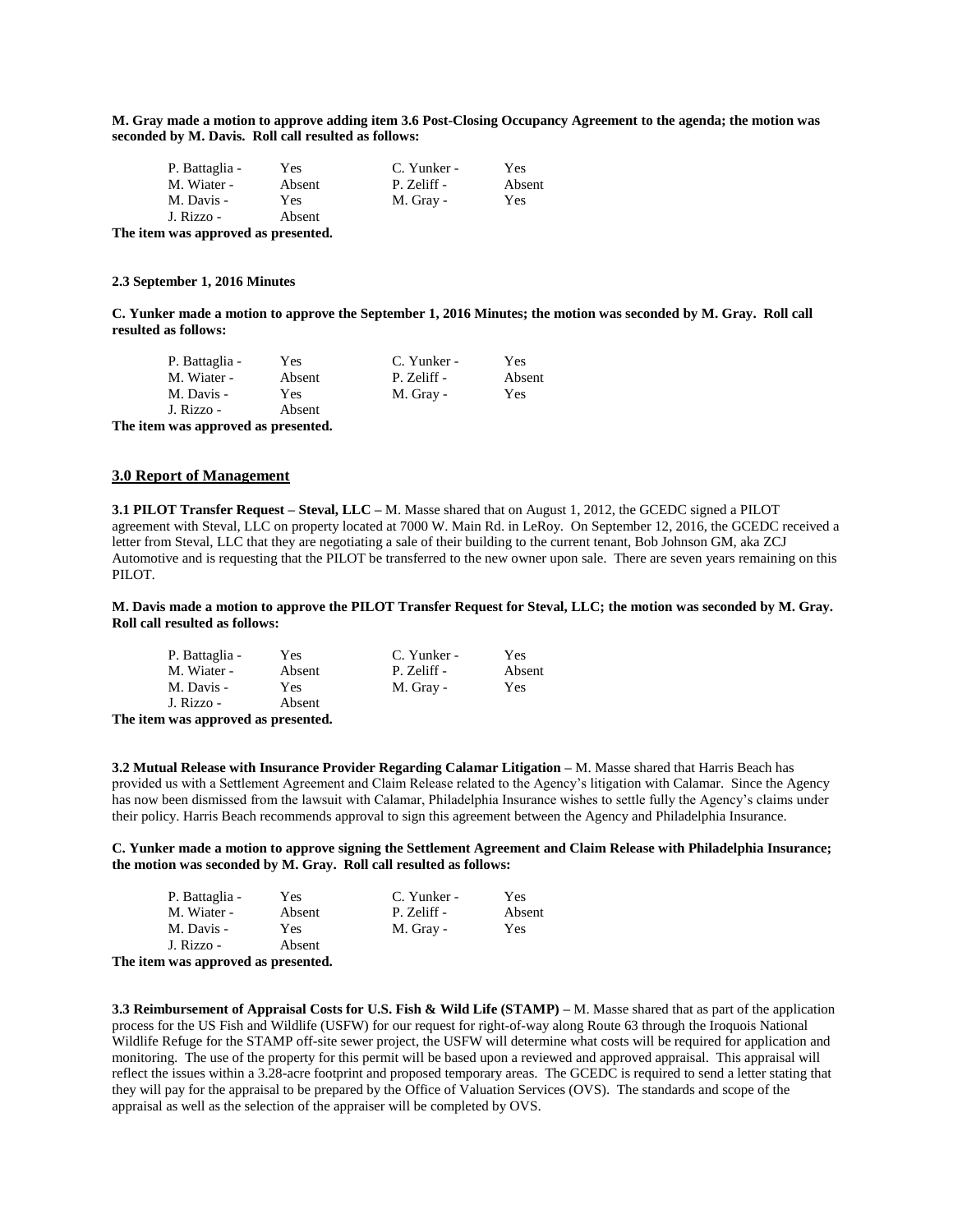**M. Gray made a motion to approve adding item 3.6 Post-Closing Occupancy Agreement to the agenda; the motion was seconded by M. Davis. Roll call resulted as follows:**

| | | | |
|---|---|---|---|
| P. Battaglia - | Yes | C. Yunker - | Yes |
| M. Wiater - | Absent | P. Zeliff - | Absent |
| M. Davis - | Yes | M. Gray - | Yes |
| J. Rizzo - | Absent | | |

**The item was approved as presented.**

**2.3 September 1, 2016 Minutes**

**C. Yunker made a motion to approve the September 1, 2016 Minutes; the motion was seconded by M. Gray. Roll call resulted as follows:**

| | | | |
|---|---|---|---|
| P. Battaglia - | Yes | C. Yunker - | Yes |
| M. Wiater - | Absent | P. Zeliff - | Absent |
| M. Davis - | Yes | M. Gray - | Yes |
| J. Rizzo - | Absent | | |

**The item was approved as presented.**

## 3.0 Report of Management

**3.1 PILOT Transfer Request – Steval, LLC –** M. Masse shared that on August 1, 2012, the GCEDC signed a PILOT agreement with Steval, LLC on property located at 7000 W. Main Rd. in LeRoy. On September 12, 2016, the GCEDC received a letter from Steval, LLC that they are negotiating a sale of their building to the current tenant, Bob Johnson GM, aka ZCJ Automotive and is requesting that the PILOT be transferred to the new owner upon sale. There are seven years remaining on this PILOT.

**M. Davis made a motion to approve the PILOT Transfer Request for Steval, LLC; the motion was seconded by M. Gray. Roll call resulted as follows:**

| | | | |
|---|---|---|---|
| P. Battaglia - | Yes | C. Yunker - | Yes |
| M. Wiater - | Absent | P. Zeliff - | Absent |
| M. Davis - | Yes | M. Gray - | Yes |
| J. Rizzo - | Absent | | |

**The item was approved as presented.**

**3.2 Mutual Release with Insurance Provider Regarding Calamar Litigation –** M. Masse shared that Harris Beach has provided us with a Settlement Agreement and Claim Release related to the Agency's litigation with Calamar. Since the Agency has now been dismissed from the lawsuit with Calamar, Philadelphia Insurance wishes to settle fully the Agency's claims under their policy. Harris Beach recommends approval to sign this agreement between the Agency and Philadelphia Insurance.

**C. Yunker made a motion to approve signing the Settlement Agreement and Claim Release with Philadelphia Insurance; the motion was seconded by M. Gray. Roll call resulted as follows:**

| | | | |
|---|---|---|---|
| P. Battaglia - | Yes | C. Yunker - | Yes |
| M. Wiater - | Absent | P. Zeliff - | Absent |
| M. Davis - | Yes | M. Gray - | Yes |
| J. Rizzo - | Absent | | |

**The item was approved as presented.**

**3.3 Reimbursement of Appraisal Costs for U.S. Fish & Wild Life (STAMP) –** M. Masse shared that as part of the application process for the US Fish and Wildlife (USFW) for our request for right-of-way along Route 63 through the Iroquois National Wildlife Refuge for the STAMP off-site sewer project, the USFW will determine what costs will be required for application and monitoring. The use of the property for this permit will be based upon a reviewed and approved appraisal. This appraisal will reflect the issues within a 3.28-acre footprint and proposed temporary areas. The GCEDC is required to send a letter stating that they will pay for the appraisal to be prepared by the Office of Valuation Services (OVS). The standards and scope of the appraisal as well as the selection of the appraiser will be completed by OVS.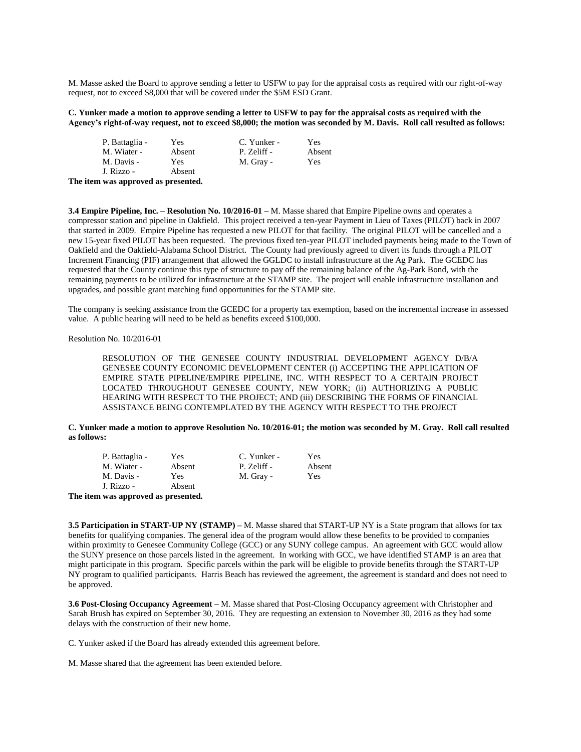M. Masse asked the Board to approve sending a letter to USFW to pay for the appraisal costs as required with our right-of-way request, not to exceed $8,000 that will be covered under the $5M ESD Grant.

**C. Yunker made a motion to approve sending a letter to USFW to pay for the appraisal costs as required with the Agency's right-of-way request, not to exceed $8,000; the motion was seconded by M. Davis. Roll call resulted as follows:**

| | | | |
|---|---|---|---|
| P. Battaglia - | Yes | C. Yunker - | Yes |
| M. Wiater - | Absent | P. Zeliff - | Absent |
| M. Davis - | Yes | M. Gray - | Yes |
| J. Rizzo - | Absent | | |

**The item was approved as presented.**

**3.4 Empire Pipeline, Inc. – Resolution No. 10/2016-01 –** M. Masse shared that Empire Pipeline owns and operates a compressor station and pipeline in Oakfield. This project received a ten-year Payment in Lieu of Taxes (PILOT) back in 2007 that started in 2009. Empire Pipeline has requested a new PILOT for that facility. The original PILOT will be cancelled and a new 15-year fixed PILOT has been requested. The previous fixed ten-year PILOT included payments being made to the Town of Oakfield and the Oakfield-Alabama School District. The County had previously agreed to divert its funds through a PILOT Increment Financing (PIF) arrangement that allowed the GGLDC to install infrastructure at the Ag Park. The GCEDC has requested that the County continue this type of structure to pay off the remaining balance of the Ag-Park Bond, with the remaining payments to be utilized for infrastructure at the STAMP site. The project will enable infrastructure installation and upgrades, and possible grant matching fund opportunities for the STAMP site.

The company is seeking assistance from the GCEDC for a property tax exemption, based on the incremental increase in assessed value. A public hearing will need to be held as benefits exceed $100,000.

Resolution No. 10/2016-01

> RESOLUTION OF THE GENESEE COUNTY INDUSTRIAL DEVELOPMENT AGENCY D/B/A GENESEE COUNTY ECONOMIC DEVELOPMENT CENTER (i) ACCEPTING THE APPLICATION OF EMPIRE STATE PIPELINE/EMPIRE PIPELINE, INC. WITH RESPECT TO A CERTAIN PROJECT LOCATED THROUGHOUT GENESEE COUNTY, NEW YORK; (ii) AUTHORIZING A PUBLIC HEARING WITH RESPECT TO THE PROJECT; AND (iii) DESCRIBING THE FORMS OF FINANCIAL ASSISTANCE BEING CONTEMPLATED BY THE AGENCY WITH RESPECT TO THE PROJECT

**C. Yunker made a motion to approve Resolution No. 10/2016-01; the motion was seconded by M. Gray. Roll call resulted as follows:**

| | | | |
|---|---|---|---|
| P. Battaglia - | Yes | C. Yunker - | Yes |
| M. Wiater - | Absent | P. Zeliff - | Absent |
| M. Davis - | Yes | M. Gray - | Yes |
| J. Rizzo - | Absent | | |

**The item was approved as presented.**

**3.5 Participation in START-UP NY (STAMP) –** M. Masse shared that START-UP NY is a State program that allows for tax benefits for qualifying companies. The general idea of the program would allow these benefits to be provided to companies within proximity to Genesee Community College (GCC) or any SUNY college campus. An agreement with GCC would allow the SUNY presence on those parcels listed in the agreement. In working with GCC, we have identified STAMP is an area that might participate in this program. Specific parcels within the park will be eligible to provide benefits through the START-UP NY program to qualified participants. Harris Beach has reviewed the agreement, the agreement is standard and does not need to be approved.

**3.6 Post-Closing Occupancy Agreement –** M. Masse shared that Post-Closing Occupancy agreement with Christopher and Sarah Brush has expired on September 30, 2016. They are requesting an extension to November 30, 2016 as they had some delays with the construction of their new home.

C. Yunker asked if the Board has already extended this agreement before.

M. Masse shared that the agreement has been extended before.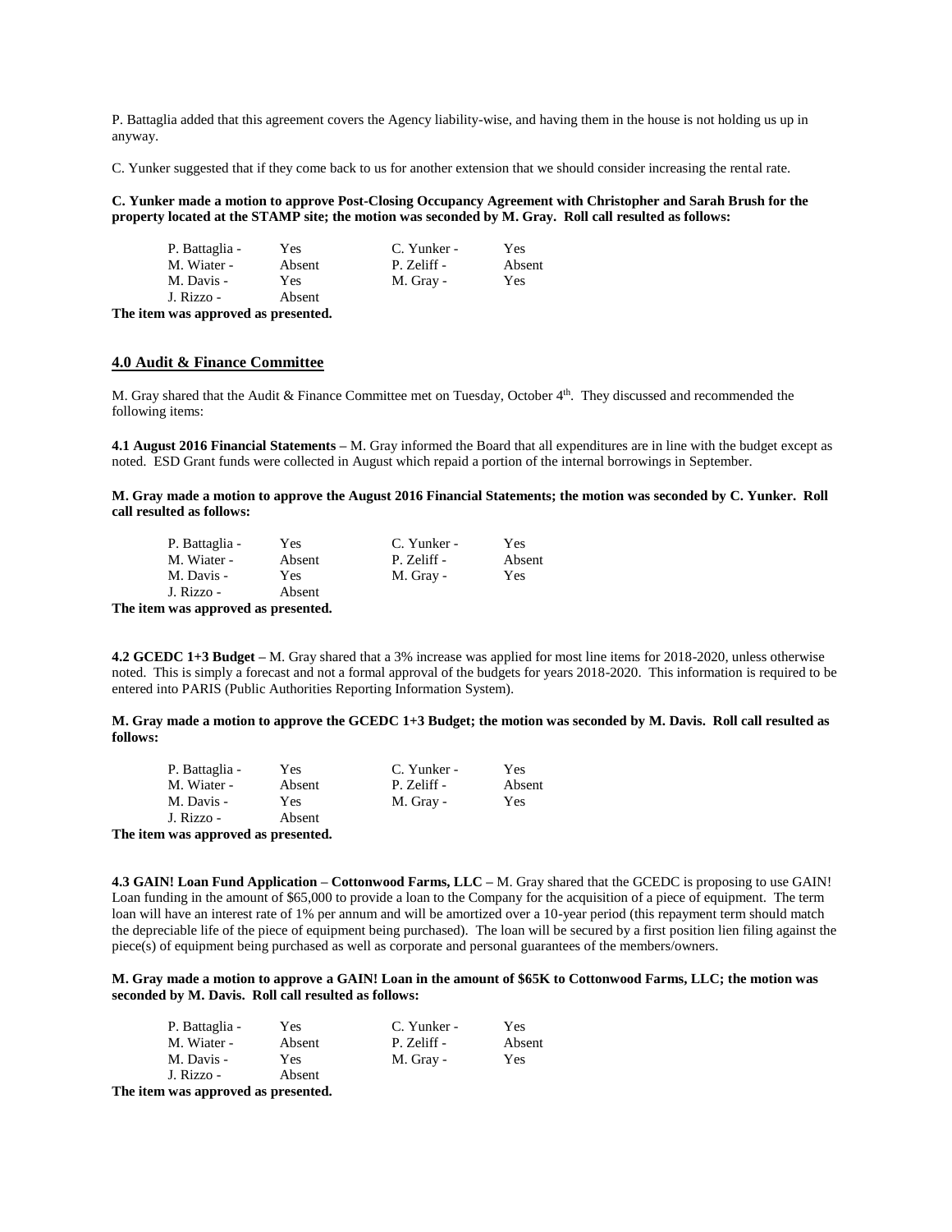P. Battaglia added that this agreement covers the Agency liability-wise, and having them in the house is not holding us up in anyway.

C. Yunker suggested that if they come back to us for another extension that we should consider increasing the rental rate.

**C. Yunker made a motion to approve Post-Closing Occupancy Agreement with Christopher and Sarah Brush for the property located at the STAMP site; the motion was seconded by M. Gray. Roll call resulted as follows:**

| | | | |
|---|---|---|---|
| P. Battaglia - | Yes | C. Yunker - | Yes |
| M. Wiater - | Absent | P. Zeliff - | Absent |
| M. Davis - | Yes | M. Gray - | Yes |
| J. Rizzo - | Absent | | |

**The item was approved as presented.**

## 4.0 Audit & Finance Committee

M. Gray shared that the Audit & Finance Committee met on Tuesday, October 4th. They discussed and recommended the following items:

**4.1 August 2016 Financial Statements –** M. Gray informed the Board that all expenditures are in line with the budget except as noted. ESD Grant funds were collected in August which repaid a portion of the internal borrowings in September.

**M. Gray made a motion to approve the August 2016 Financial Statements; the motion was seconded by C. Yunker. Roll call resulted as follows:**

| | | | |
|---|---|---|---|
| P. Battaglia - | Yes | C. Yunker - | Yes |
| M. Wiater - | Absent | P. Zeliff - | Absent |
| M. Davis - | Yes | M. Gray - | Yes |
| J. Rizzo - | Absent | | |

**The item was approved as presented.**

**4.2 GCEDC 1+3 Budget –** M. Gray shared that a 3% increase was applied for most line items for 2018-2020, unless otherwise noted. This is simply a forecast and not a formal approval of the budgets for years 2018-2020. This information is required to be entered into PARIS (Public Authorities Reporting Information System).

**M. Gray made a motion to approve the GCEDC 1+3 Budget; the motion was seconded by M. Davis. Roll call resulted as follows:**

| | | | |
|---|---|---|---|
| P. Battaglia - | Yes | C. Yunker - | Yes |
| M. Wiater - | Absent | P. Zeliff - | Absent |
| M. Davis - | Yes | M. Gray - | Yes |
| J. Rizzo - | Absent | | |

**The item was approved as presented.**

**4.3 GAIN! Loan Fund Application – Cottonwood Farms, LLC –** M. Gray shared that the GCEDC is proposing to use GAIN! Loan funding in the amount of $65,000 to provide a loan to the Company for the acquisition of a piece of equipment. The term loan will have an interest rate of 1% per annum and will be amortized over a 10-year period (this repayment term should match the depreciable life of the piece of equipment being purchased). The loan will be secured by a first position lien filing against the piece(s) of equipment being purchased as well as corporate and personal guarantees of the members/owners.

**M. Gray made a motion to approve a GAIN! Loan in the amount of $65K to Cottonwood Farms, LLC; the motion was seconded by M. Davis. Roll call resulted as follows:**

| | | | |
|---|---|---|---|
| P. Battaglia - | Yes | C. Yunker - | Yes |
| M. Wiater - | Absent | P. Zeliff - | Absent |
| M. Davis - | Yes | M. Gray - | Yes |
| J. Rizzo - | Absent | | |

**The item was approved as presented.**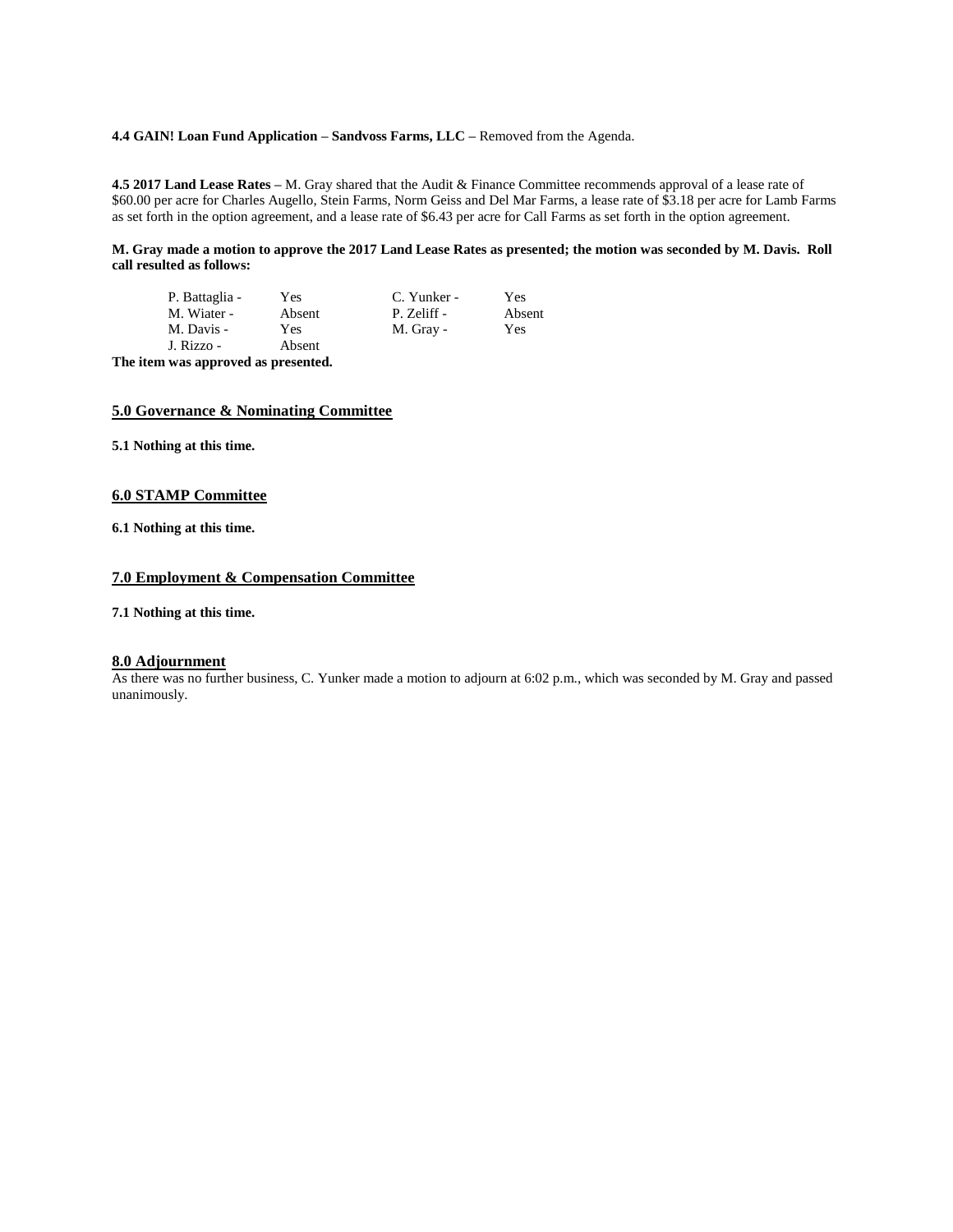**4.4 GAIN! Loan Fund Application – Sandvoss Farms, LLC –** Removed from the Agenda.

**4.5 2017 Land Lease Rates –** M. Gray shared that the Audit & Finance Committee recommends approval of a lease rate of $60.00 per acre for Charles Augello, Stein Farms, Norm Geiss and Del Mar Farms, a lease rate of $3.18 per acre for Lamb Farms as set forth in the option agreement, and a lease rate of $6.43 per acre for Call Farms as set forth in the option agreement.

**M. Gray made a motion to approve the 2017 Land Lease Rates as presented; the motion was seconded by M. Davis. Roll call resulted as follows:**

| | | | |
|---|---|---|---|
| P. Battaglia - | Yes | C. Yunker - | Yes |
| M. Wiater - | Absent | P. Zeliff - | Absent |
| M. Davis - | Yes | M. Gray - | Yes |
| J. Rizzo - | Absent | | |

**The item was approved as presented.**

## 5.0 Governance & Nominating Committee

**5.1 Nothing at this time.**

## 6.0 STAMP Committee

**6.1 Nothing at this time.**

## 7.0 Employment & Compensation Committee

**7.1 Nothing at this time.**

## 8.0 Adjournment

As there was no further business, C. Yunker made a motion to adjourn at 6:02 p.m., which was seconded by M. Gray and passed unanimously.